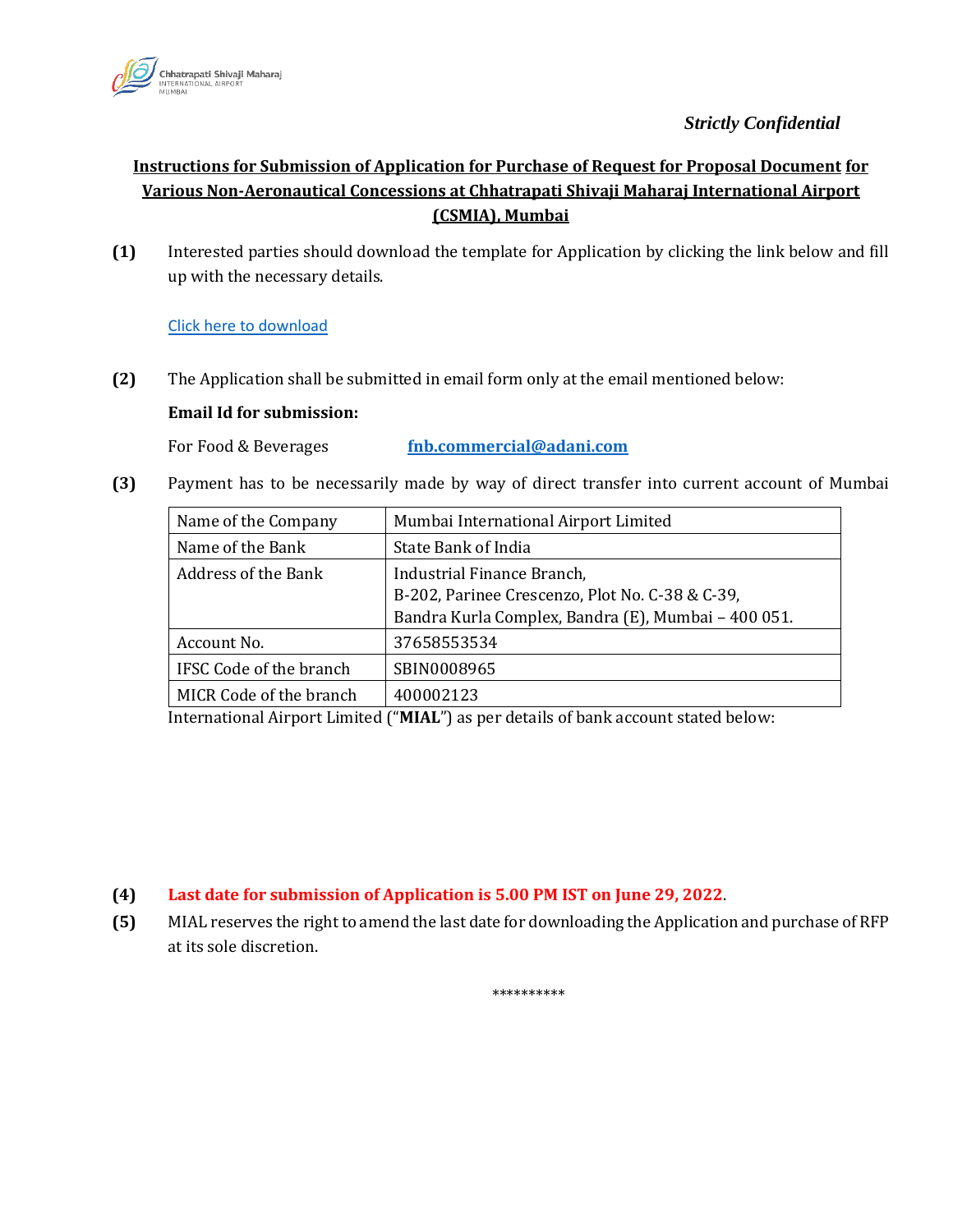*Strictly Confidential*

**Instructions for Submission of Application for Purchase of Request for Proposal Document for Various Non-Aeronautical Concessions at Chhatrapati Shivaji Maharaj International Airport (CSMIA), Mumbai**

**(1)** Interested parties should download the template for Application by clicking the link below and fill up with the necessary details.

Click here to download

**(2)** The Application shall be submitted in email form only at the email mentioned below:

**Email Id for submission:**

For Food & Beverages **fnb.commercial@adani.com**

**(3)** Payment has to be necessarily made by way of direct transfer into current account of Mumbai International Airport Limited ("**MIAL**") as per details of bank account stated below:

| Name of the Company | Mumbai International Airport Limited |
|---|---|
| Name of the Bank | State Bank of India |
| Address of the Bank | Industrial Finance Branch,<br>B-202, Parinee Crescenzo, Plot No. C-38 & C-39,<br>Bandra Kurla Complex, Bandra (E), Mumbai – 400 051. |
| Account No. | 37658553534 |
| IFSC Code of the branch | SBIN0008965 |
| MICR Code of the branch | 400002123 |

**(4)** **Last date for submission of Application is 5.00 PM IST on June 29, 2022.**

**(5)** MIAL reserves the right to amend the last date for downloading the Application and purchase of RFP at its sole discretion.

**********